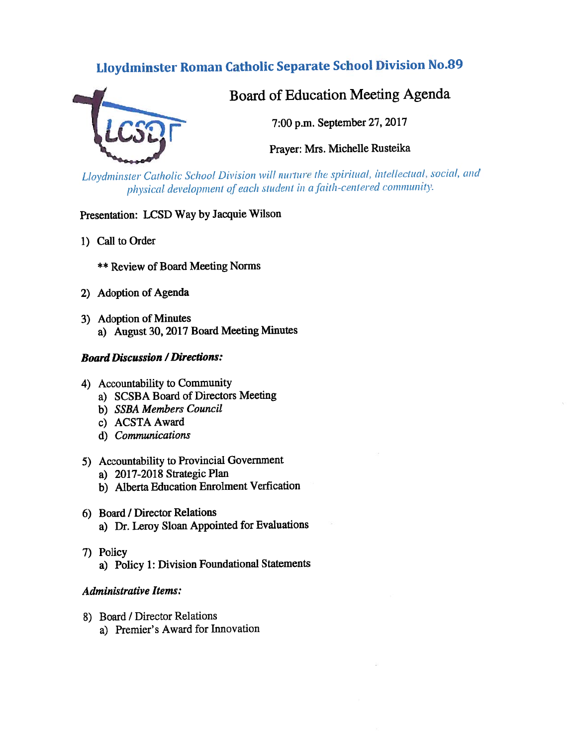# Lloydminster Roman Catholic Separate School Division No.89

## Board of Education Meeting Agenda

7:00 p.m. September 27, 2017

Prayer: Mrs. Michelle Rusteika

*Lloydminster Catholic School Division will nurture the spiritual, intellectual, social, and physical development of each student in a faith-centered community.*

Presentation: LCSD Way by Jacquie Wilson

1) Call to Order

   ** Review of Board Meeting Norms

2) Adoption of Agenda

3) Adoption of Minutes
   a) August 30, 2017 Board Meeting Minutes

***Board Discussion / Directions:***

4) Accountability to Community
   a) SCSBA Board of Directors Meeting
   b) *SSBA Members Council*
   c) ACSTA Award
   d) *Communications*

5) Accountability to Provincial Government
   a) 2017-2018 Strategic Plan
   b) Alberta Education Enrolment Verfication

6) Board / Director Relations
   a) Dr. Leroy Sloan Appointed for Evaluations

7) Policy
   a) Policy 1: Division Foundational Statements

***Administrative Items:***

8) Board / Director Relations
   a) Premier's Award for Innovation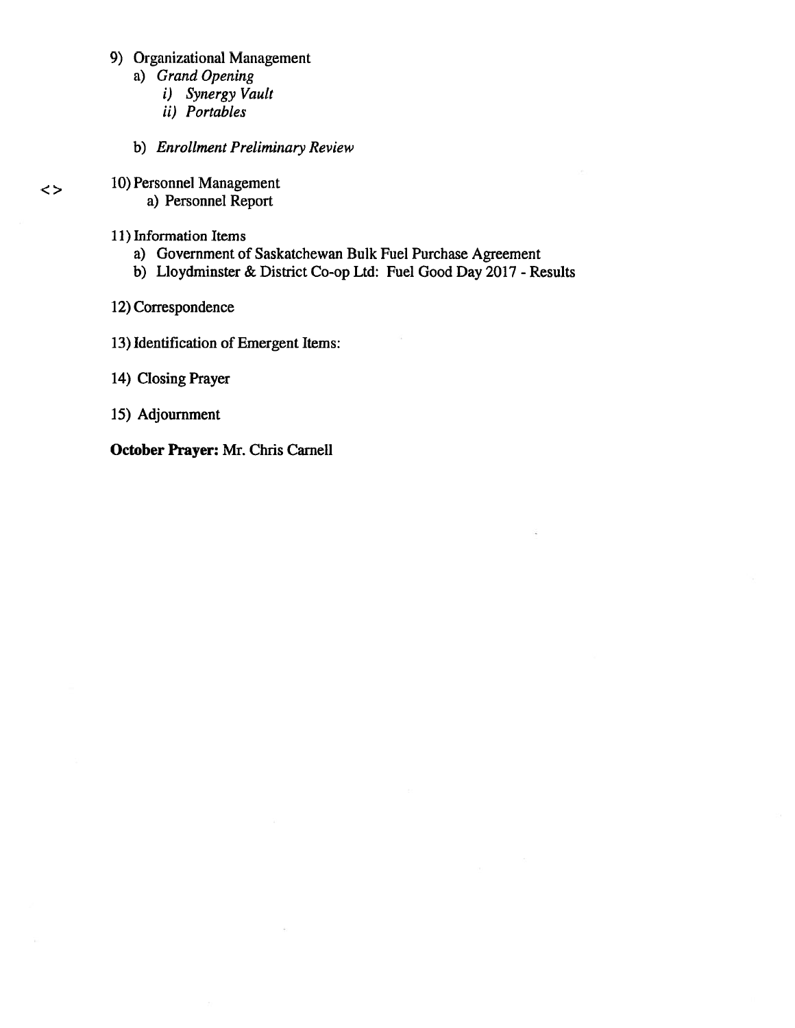9) Organizational Management
   a) *Grand Opening*
      i) *Synergy Vault*
      ii) *Portables*

   b) *Enrollment Preliminary Review*

<> 10) Personnel Management
   a) Personnel Report

11) Information Items
   a) Government of Saskatchewan Bulk Fuel Purchase Agreement
   b) Lloydminster & District Co-op Ltd: Fuel Good Day 2017 - Results

12) Correspondence

13) Identification of Emergent Items:

14) Closing Prayer

15) Adjournment

**October Prayer:** Mr. Chris Carnell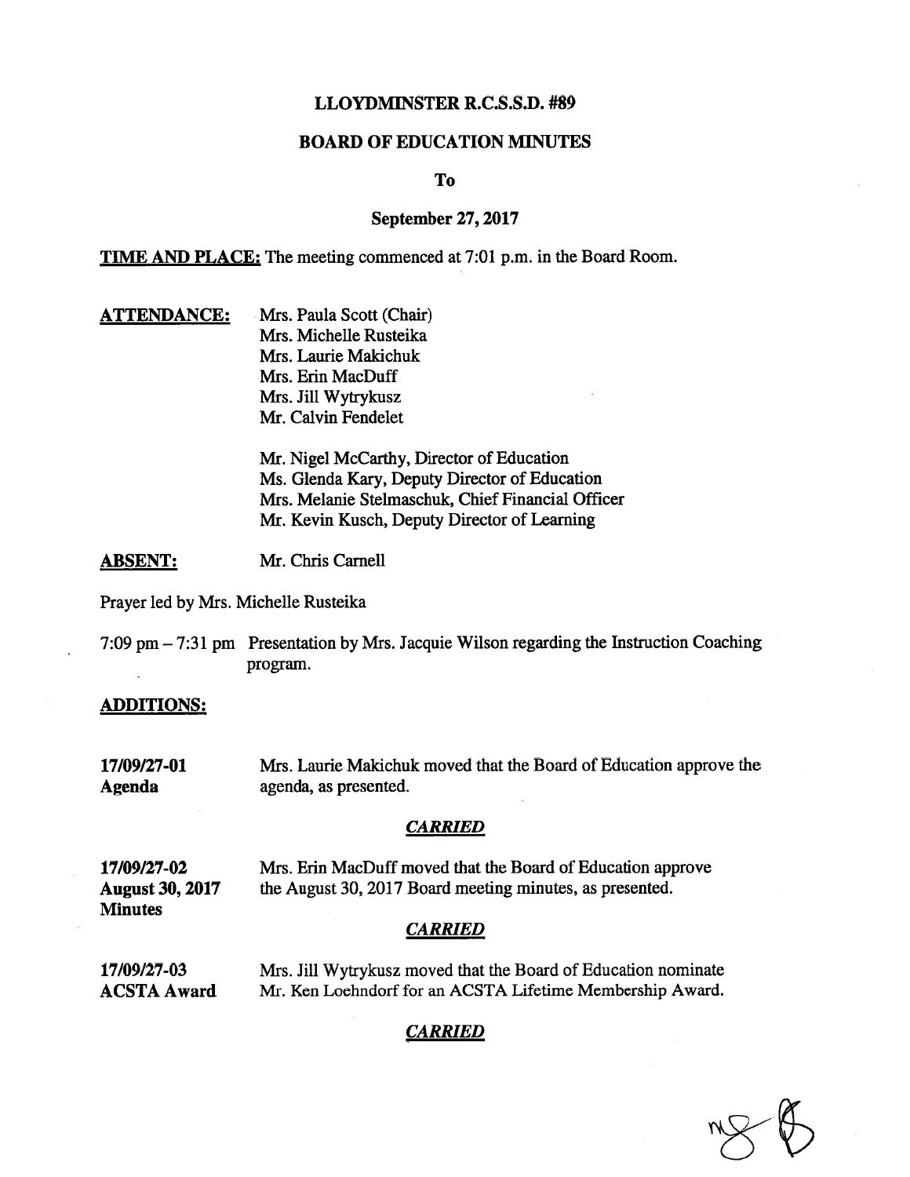# LLOYDMINSTER R.C.S.S.D. #89

## BOARD OF EDUCATION MINUTES

**To**

**September 27, 2017**

**TIME AND PLACE:** The meeting commenced at 7:01 p.m. in the Board Room.

**ATTENDANCE:**

Mrs. Paula Scott (Chair)
Mrs. Michelle Rusteika
Mrs. Laurie Makichuk
Mrs. Erin MacDuff
Mrs. Jill Wytrykusz
Mr. Calvin Fendelet

Mr. Nigel McCarthy, Director of Education
Ms. Glenda Kary, Deputy Director of Education
Mrs. Melanie Stelmaschuk, Chief Financial Officer
Mr. Kevin Kusch, Deputy Director of Learning

**ABSENT:** Mr. Chris Carnell

Prayer led by Mrs. Michelle Rusteika

7:09 pm – 7:31 pm Presentation by Mrs. Jacquie Wilson regarding the Instruction Coaching program.

**ADDITIONS:**

**17/09/27-01**
**Agenda**

Mrs. Laurie Makichuk moved that the Board of Education approve the agenda, as presented.

***CARRIED***

**17/09/27-02**
**August 30, 2017 Minutes**

Mrs. Erin MacDuff moved that the Board of Education approve the August 30, 2017 Board meeting minutes, as presented.

***CARRIED***

**17/09/27-03**
**ACSTA Award**

Mrs. Jill Wytrykusz moved that the Board of Education nominate Mr. Ken Loehndorf for an ACSTA Lifetime Membership Award.

***CARRIED***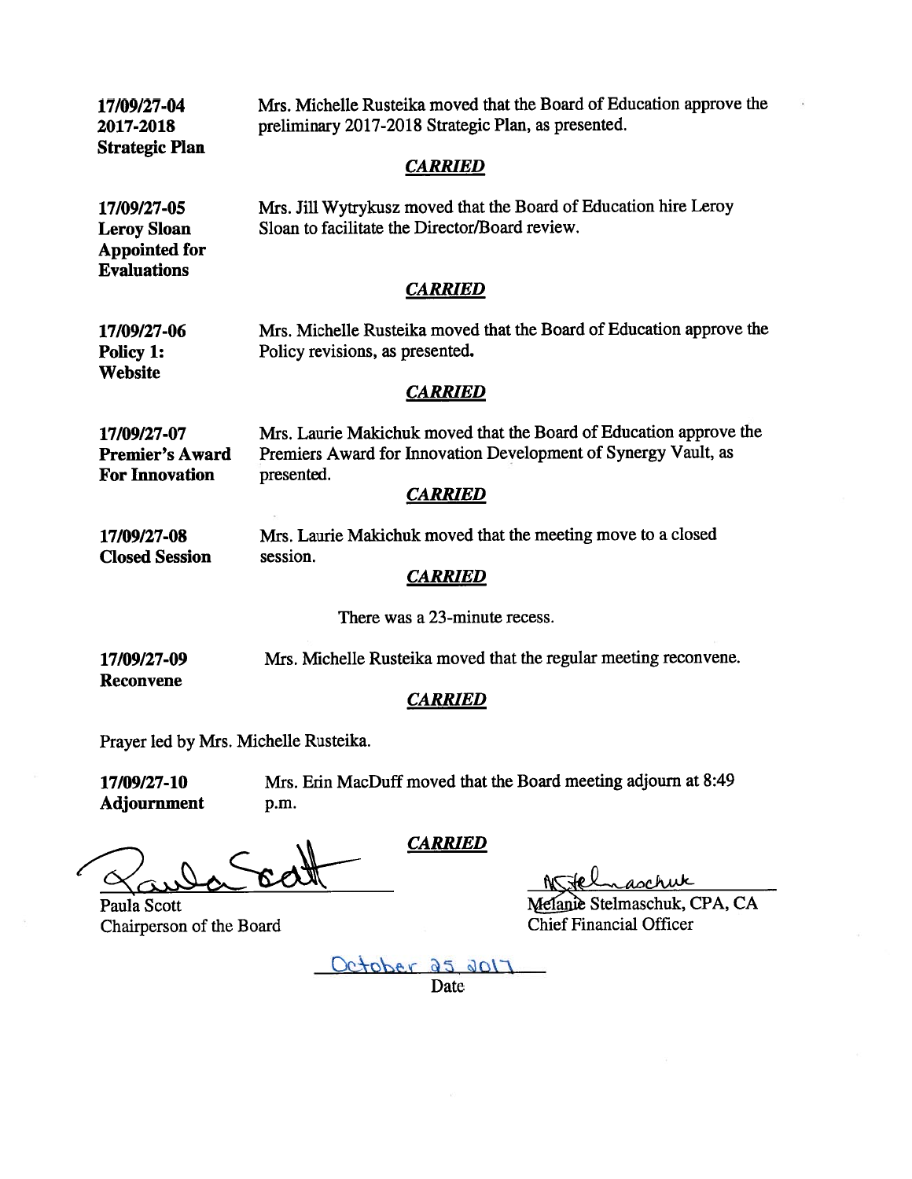**17/09/27-04**
**2017-2018**
**Strategic Plan**

Mrs. Michelle Rusteika moved that the Board of Education approve the preliminary 2017-2018 Strategic Plan, as presented.

***CARRIED***

**17/09/27-05**
**Leroy Sloan**
**Appointed for**
**Evaluations**

Mrs. Jill Wytrykusz moved that the Board of Education hire Leroy Sloan to facilitate the Director/Board review.

***CARRIED***

**17/09/27-06**
**Policy 1:**
**Website**

Mrs. Michelle Rusteika moved that the Board of Education approve the Policy revisions, as presented.

***CARRIED***

**17/09/27-07**
**Premier's Award**
**For Innovation**

Mrs. Laurie Makichuk moved that the Board of Education approve the Premiers Award for Innovation Development of Synergy Vault, as presented.

***CARRIED***

**17/09/27-08**
**Closed Session**

Mrs. Laurie Makichuk moved that the meeting move to a closed session.

***CARRIED***

There was a 23-minute recess.

**17/09/27-09**
**Reconvene**

Mrs. Michelle Rusteika moved that the regular meeting reconvene.

***CARRIED***

Prayer led by Mrs. Michelle Rusteika.

**17/09/27-10**
**Adjournment**

Mrs. Erin MacDuff moved that the Board meeting adjourn at 8:49 p.m.

***CARRIED***

Paula Scott
Chairperson of the Board

Melanie Stelmaschuk, CPA, CA
Chief Financial Officer

October 25 2017
Date